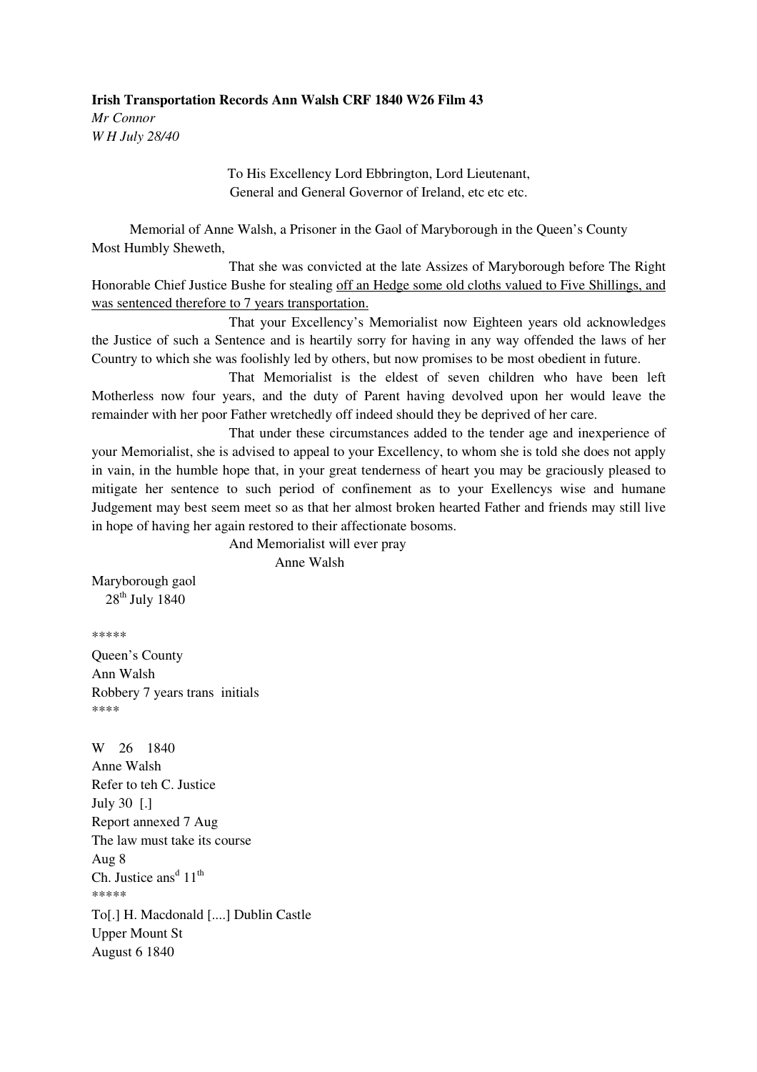**Irish Transportation Records Ann Walsh CRF 1840 W26 Film 43**

*Mr Connor*

*W H July 28/40*

To His Excellency Lord Ebbrington, Lord Lieutenant,
General and General Governor of Ireland, etc etc etc.

Memorial of Anne Walsh, a Prisoner in the Gaol of Maryborough in the Queen's County
Most Humbly Sheweth,

That she was convicted at the late Assizes of Maryborough before The Right Honorable Chief Justice Bushe for stealing <u>off an Hedge some old cloths valued to Five Shillings, and was sentenced therefore to 7 years transportation.</u>

That your Excellency's Memorialist now Eighteen years old acknowledges the Justice of such a Sentence and is heartily sorry for having in any way offended the laws of her Country to which she was foolishly led by others, but now promises to be most obedient in future.

That Memorialist is the eldest of seven children who have been left Motherless now four years, and the duty of Parent having devolved upon her would leave the remainder with her poor Father wretchedly off indeed should they be deprived of her care.

That under these circumstances added to the tender age and inexperience of your Memorialist, she is advised to appeal to your Excellency, to whom she is told she does not apply in vain, in the humble hope that, in your great tenderness of heart you may be graciously pleased to mitigate her sentence to such period of confinement as to your Exellencys wise and humane Judgement may best seem meet so as that her almost broken hearted Father and friends may still live in hope of having her again restored to their affectionate bosoms.

And Memorialist will ever pray
Anne Walsh

Maryborough gaol
28th July 1840

*****

Queen's County
Ann Walsh
Robbery 7 years trans initials

****

W 26 1840
Anne Walsh
Refer to teh C. Justice
July 30 [.]
Report annexed 7 Aug
The law must take its course
Aug 8
Ch. Justice ansd 11th

*****

To[.] H. Macdonald [....] Dublin Castle
Upper Mount St
August 6 1840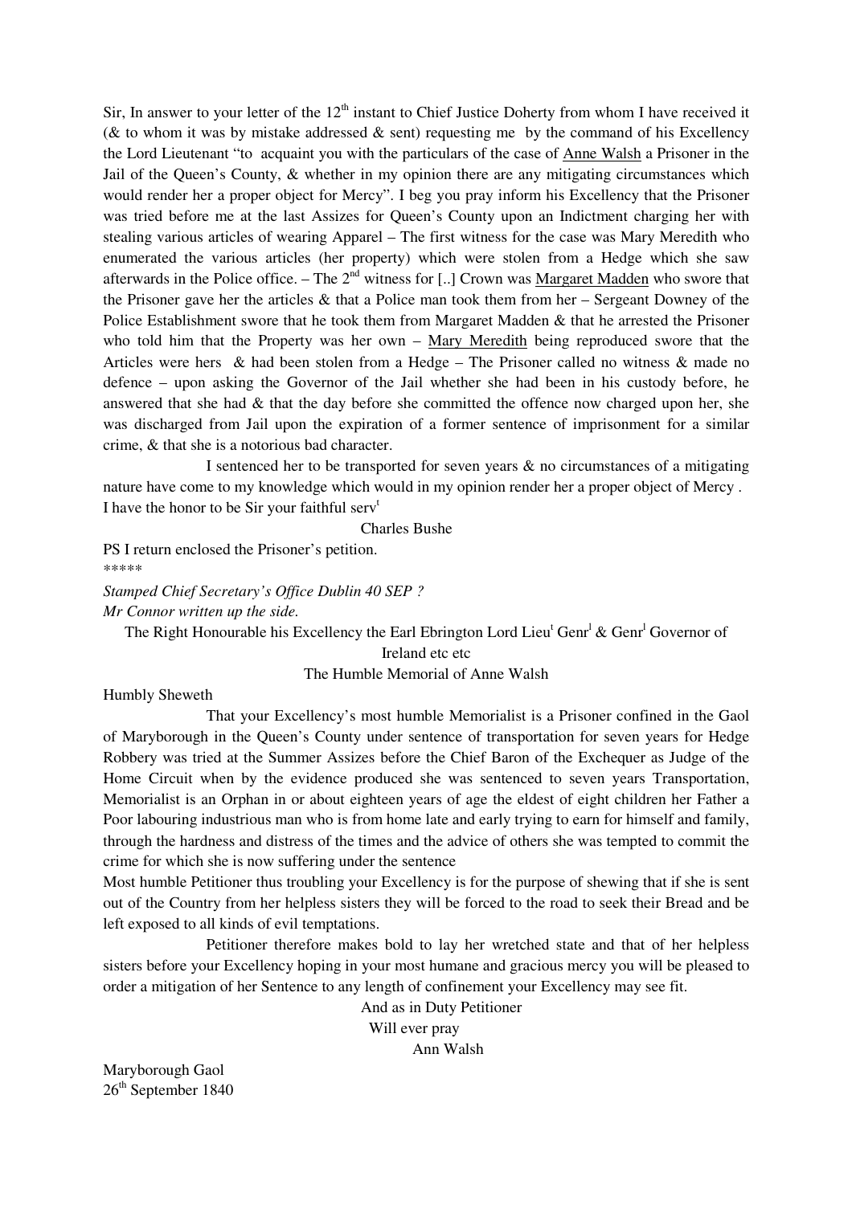Sir, In answer to your letter of the 12th instant to Chief Justice Doherty from whom I have received it (& to whom it was by mistake addressed & sent) requesting me by the command of his Excellency the Lord Lieutenant "to acquaint you with the particulars of the case of <u>Anne Walsh</u> a Prisoner in the Jail of the Queen's County, & whether in my opinion there are any mitigating circumstances which would render her a proper object for Mercy". I beg you pray inform his Excellency that the Prisoner was tried before me at the last Assizes for Queen's County upon an Indictment charging her with stealing various articles of wearing Apparel – The first witness for the case was Mary Meredith who enumerated the various articles (her property) which were stolen from a Hedge which she saw afterwards in the Police office. – The 2nd witness for [..] Crown was <u>Margaret Madden</u> who swore that the Prisoner gave her the articles & that a Police man took them from her – Sergeant Downey of the Police Establishment swore that he took them from Margaret Madden & that he arrested the Prisoner who told him that the Property was her own – <u>Mary Meredith</u> being reproduced swore that the Articles were hers & had been stolen from a Hedge – The Prisoner called no witness & made no defence – upon asking the Governor of the Jail whether she had been in his custody before, he answered that she had & that the day before she committed the offence now charged upon her, she was discharged from Jail upon the expiration of a former sentence of imprisonment for a similar crime, & that she is a notorious bad character.

I sentenced her to be transported for seven years & no circumstances of a mitigating nature have come to my knowledge which would in my opinion render her a proper object of Mercy . I have the honor to be Sir your faithful servt

Charles Bushe

PS I return enclosed the Prisoner's petition.

*****

*Stamped Chief Secretary's Office Dublin 40 SEP ?*
*Mr Connor written up the side.*

The Right Honourable his Excellency the Earl Ebrington Lord Lieut Genrl & Genrl Governor of Ireland etc etc

The Humble Memorial of Anne Walsh

Humbly Sheweth

That your Excellency's most humble Memorialist is a Prisoner confined in the Gaol of Maryborough in the Queen's County under sentence of transportation for seven years for Hedge Robbery was tried at the Summer Assizes before the Chief Baron of the Exchequer as Judge of the Home Circuit when by the evidence produced she was sentenced to seven years Transportation, Memorialist is an Orphan in or about eighteen years of age the eldest of eight children her Father a Poor labouring industrious man who is from home late and early trying to earn for himself and family, through the hardness and distress of the times and the advice of others she was tempted to commit the crime for which she is now suffering under the sentence

Most humble Petitioner thus troubling your Excellency is for the purpose of shewing that if she is sent out of the Country from her helpless sisters they will be forced to the road to seek their Bread and be left exposed to all kinds of evil temptations.

Petitioner therefore makes bold to lay her wretched state and that of her helpless sisters before your Excellency hoping in your most humane and gracious mercy you will be pleased to order a mitigation of her Sentence to any length of confinement your Excellency may see fit.

And as in Duty Petitioner
Will ever pray
Ann Walsh

Maryborough Gaol
26th September 1840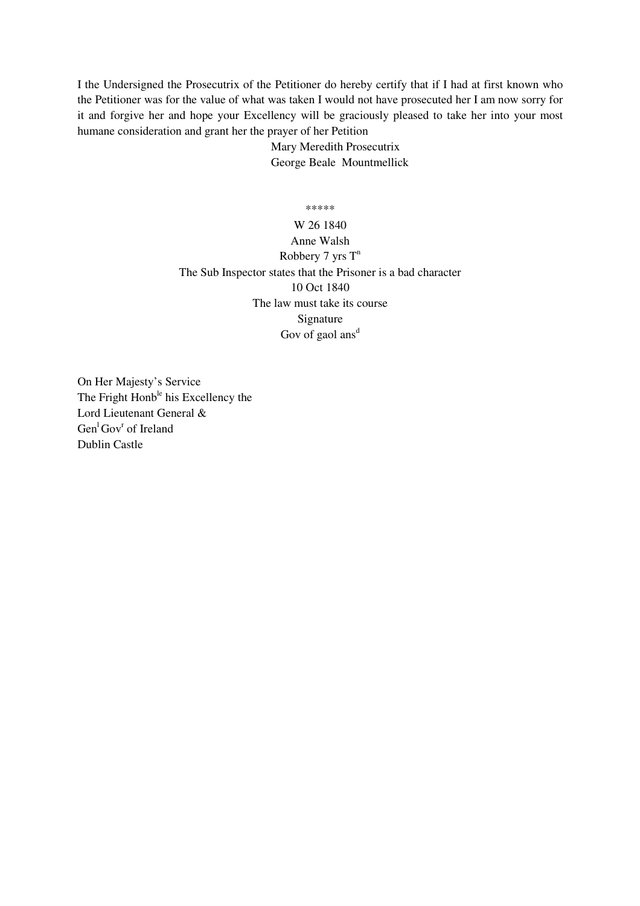I the Undersigned the Prosecutrix of the Petitioner do hereby certify that if I had at first known who the Petitioner was for the value of what was taken I would not have prosecuted her I am now sorry for it and forgive her and hope your Excellency will be graciously pleased to take her into your most humane consideration and grant her the prayer of her Petition

Mary Meredith Prosecutrix
George Beale Mountmellick

*****

W 26 1840
Anne Walsh
Robbery 7 yrs T[n]
The Sub Inspector states that the Prisoner is a bad character
10 Oct 1840
The law must take its course
Signature
Gov of gaol ans[d]

On Her Majesty's Service
The Fright Honb[le] his Excellency the
Lord Lieutenant General &
Gen[l] Gov[r] of Ireland
Dublin Castle